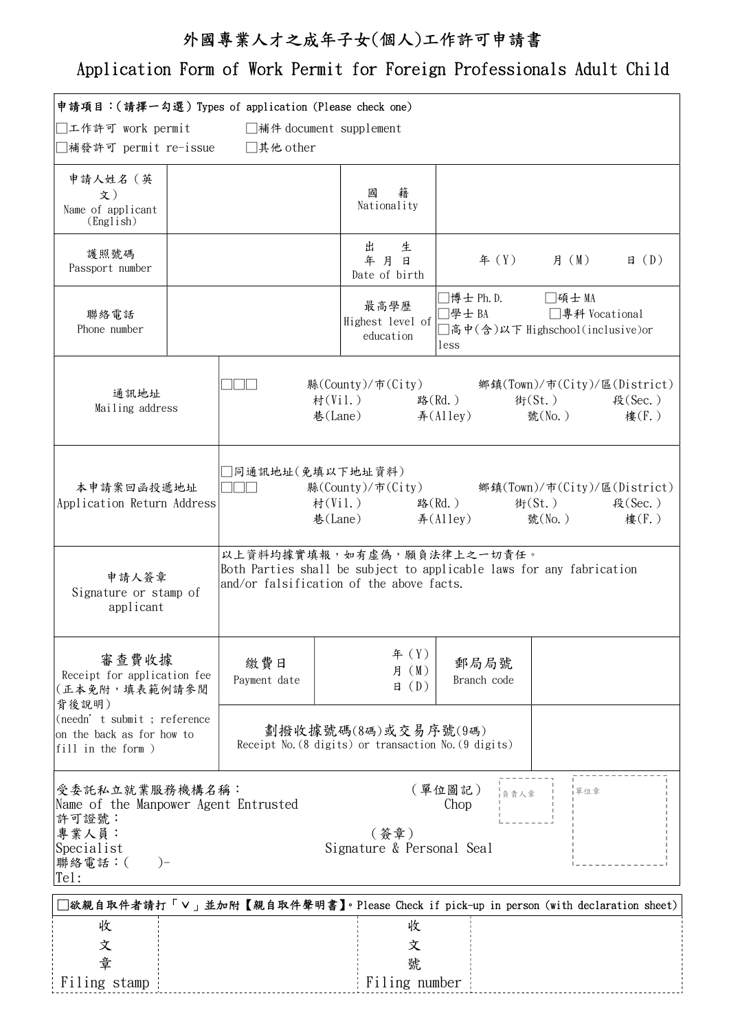# 外國專業人才之成年子女(個人)工作許可申請書

# Application Form of Work Permit for Foreign Professionals Adult Child

| 申請項目：(請擇一勾選) Types of application (Please check one)<br>□工作許可 work permit　□補件 document supplement<br>□補發許可 permit re-issue　□其他 other | | | |
|---|---|---|---|
| 申請人姓名（英文）<br>Name of applicant (English) | | 國籍<br>Nationality | |
| 護照號碼<br>Passport number | | 出生年月日<br>Date of birth | 年 (Y)　月 (M)　日 (D) |
| 聯絡電話<br>Phone number | | 最高學歷<br>Highest level of education | □博士 Ph.D.　□碩士 MA<br>□學士 BA　□專科 Vocational<br>□高中(含)以下 Highschool(inclusive)or less |
| 通訊地址<br>Mailing address | □□□　縣(County)/市(City)　鄉鎮(Town)/市(City)/區(District)<br>村(Vil.)　路(Rd.)　街(St.)　段(Sec.)<br>巷(Lane)　弄(Alley)　號(No.)　樓(F.) | | |
| 本申請案回函投遞地址<br>Application Return Address | □同通訊地址(免填以下地址資料)<br>□□□　縣(County)/市(City)　鄉鎮(Town)/市(City)/區(District)<br>村(Vil.)　路(Rd.)　街(St.)　段(Sec.)<br>巷(Lane)　弄(Alley)　號(No.)　樓(F.) | | |
| 申請人簽章<br>Signature or stamp of applicant | 以上資料均據實填報，如有虛偽，願負法律上之一切責任。<br>Both Parties shall be subject to applicable laws for any fabrication and/or falsification of the above facts. | | |

| 審查費收據<br>Receipt for application fee<br>(正本免附，填表範例請參閱背後說明)<br>(needn' t submit ; reference on the back as for how to fill in the form ) | 繳費日<br>Payment date | 年 (Y)<br>月 (M)<br>日 (D) | 郵局局號<br>Branch code | |
|---|---|---|---|---|
| | 劃撥收據號碼(8碼)或交易序號(9碼)<br>Receipt No.(8 digits) or transaction No.(9 digits) | | | |

受委託私立就業服務機構名稱：
Name of the Manpower Agent Entrusted
許可證號：
專業人員：
Specialist
聯絡電話：(　　)-
Tel:

(單位圖記)
Chop
負責人章　單位章

(簽章)
Signature & Personal Seal

□欲親自取件者請打「∨」並加附【親自取件聲明書】。Please Check if pick-up in person (with declaration sheet)

| 收文章<br>Filing stamp | | 收文號<br>Filing number | |
|---|---|---|---|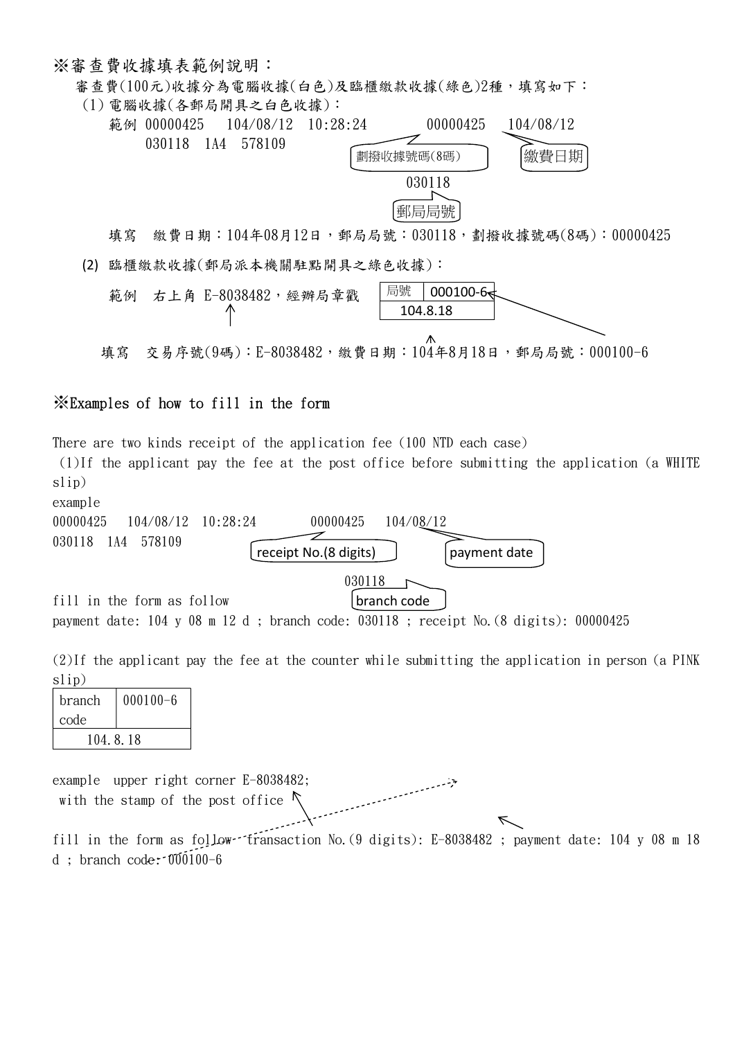## ※審查費收據填表範例說明：

審查費(100元)收據分為電腦收據(白色)及臨櫃繳款收據(綠色)2種，填寫如下：

(1) 電腦收據(各郵局開具之白色收據)：

範例 00000425　104/08/12　10:28:24　　00000425　104/08/12
030118　1A4　578109

- 00000425：劃撥收據號碼(8碼)
- 104/08/12：繳費日期
- 030118：郵局局號

填寫　繳費日期：104年08月12日，郵局局號：030118，劃撥收據號碼(8碼)：00000425

(2) 臨櫃繳款收據(郵局派本機關駐點開具之綠色收據)：

範例　右上角 E-8038482，經辦局章戳

| 局號 | 000100-6 |
| --- | --- |
| 104.8.18 | |

填寫　交易序號(9碼)：E-8038482，繳費日期：104年8月18日，郵局局號：000100-6

## ※Examples of how to fill in the form

There are two kinds receipt of the application fee (100 NTD each case)

(1)If the applicant pay the fee at the post office before submitting the application (a WHITE slip)

example

00000425　104/08/12　10:28:24　　00000425　104/08/12
030118　1A4　578109

- 00000425: receipt No.(8 digits)
- 104/08/12: payment date
- 030118: branch code

fill in the form as follow

payment date: 104 y 08 m 12 d ; branch code: 030118 ; receipt No.(8 digits): 00000425

(2)If the applicant pay the fee at the counter while submitting the application in person (a PINK slip)

| branch code | 000100-6 |
| --- | --- |
| 104.8.18 | |

example　upper right corner E-8038482;
with the stamp of the post office

fill in the form as follow　transaction No.(9 digits): E-8038482 ; payment date: 104 y 08 m 18 d ; branch code: 000100-6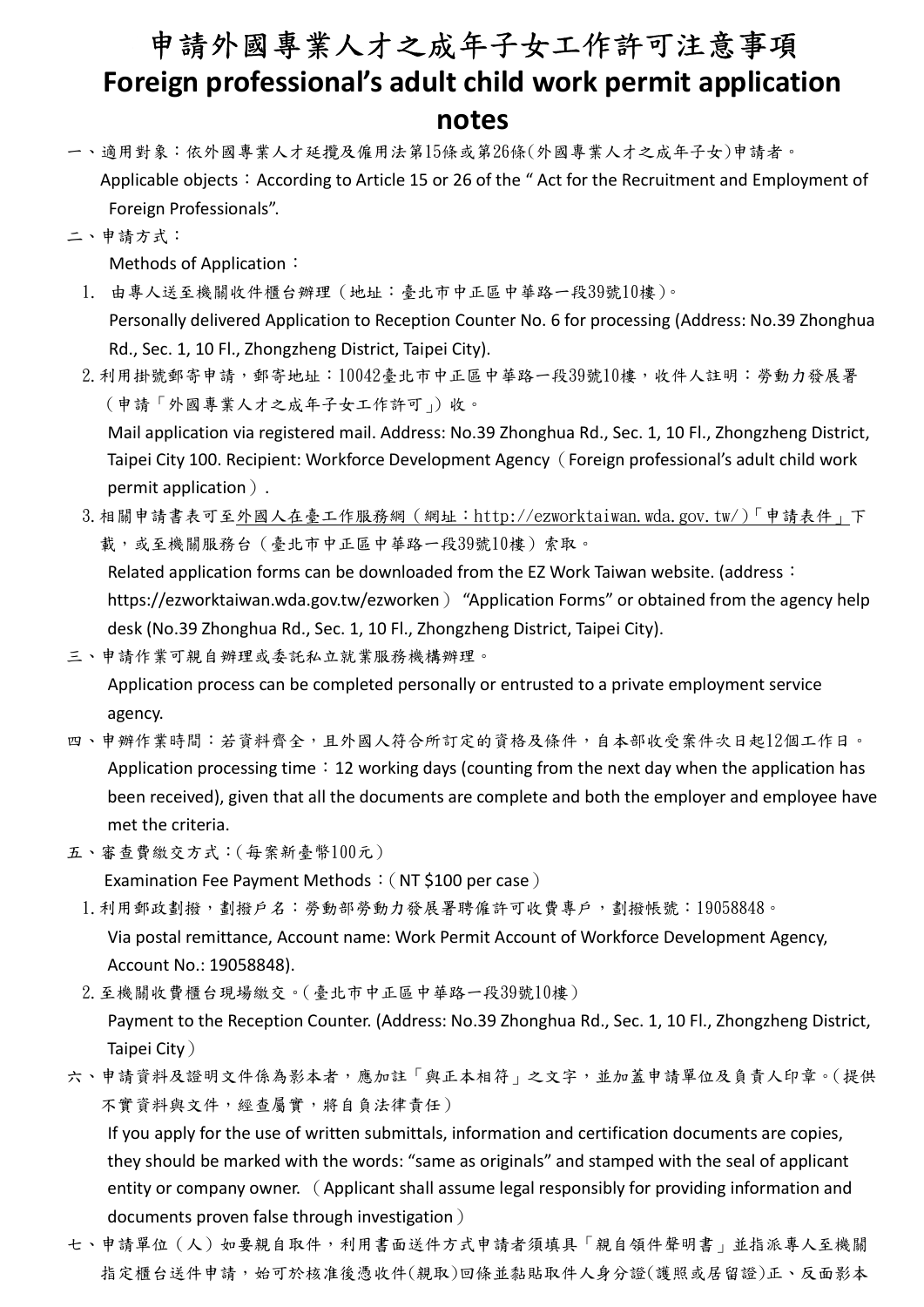# 申請外國專業人才之成年子女工作許可注意事項
# Foreign professional's adult child work permit application notes

一、適用對象：依外國專業人才延攬及僱用法第15條或第26條(外國專業人才之成年子女)申請者。
Applicable objects：According to Article 15 or 26 of the " Act for the Recruitment and Employment of Foreign Professionals".

二、申請方式：
Methods of Application：

1. 由專人送至機關收件櫃台辦理（地址：臺北市中正區中華路一段39號10樓）。
Personally delivered Application to Reception Counter No. 6 for processing (Address: No.39 Zhonghua Rd., Sec. 1, 10 Fl., Zhongzheng District, Taipei City).

2. 利用掛號郵寄申請，郵寄地址：10042臺北市中正區中華路一段39號10樓，收件人註明：勞動力發展署（申請「外國專業人才之成年子女工作許可」）收。
Mail application via registered mail. Address: No.39 Zhonghua Rd., Sec. 1, 10 Fl., Zhongzheng District, Taipei City 100. Recipient: Workforce Development Agency（Foreign professional's adult child work permit application）.

3. 相關申請書表可至外國人在臺工作服務網（網址：http://ezworktaiwan.wda.gov.tw/）「申請表件」下載，或至機關服務台（臺北市中正區中華路一段39號10樓）索取。
Related application forms can be downloaded from the EZ Work Taiwan website. (address：https://ezworktaiwan.wda.gov.tw/ezworken） "Application Forms" or obtained from the agency help desk (No.39 Zhonghua Rd., Sec. 1, 10 Fl., Zhongzheng District, Taipei City).

三、申請作業可親自辦理或委託私立就業服務機構辦理。
Application process can be completed personally or entrusted to a private employment service agency.

四、申辦作業時間：若資料齊全，且外國人符合所訂定的資格及條件，自本部收受案件次日起12個工作日。
Application processing time：12 working days (counting from the next day when the application has been received), given that all the documents are complete and both the employer and employee have met the criteria.

五、審查費繳交方式：(每案新臺幣100元）
Examination Fee Payment Methods：( NT $100 per case）

1. 利用郵政劃撥，劃撥戶名：勞動部勞動力發展署聘僱許可收費專戶，劃撥帳號：19058848。
Via postal remittance, Account name: Work Permit Account of Workforce Development Agency, Account No.: 19058848).

2. 至機關收費櫃台現場繳交。(臺北市中正區中華路一段39號10樓）
Payment to the Reception Counter. (Address: No.39 Zhonghua Rd., Sec. 1, 10 Fl., Zhongzheng District, Taipei City）

六、申請資料及證明文件係為影本者，應加註「與正本相符」之文字，並加蓋申請單位及負責人印章。(提供不實資料與文件，經查屬實，將自負法律責任）
If you apply for the use of written submittals, information and certification documents are copies, they should be marked with the words: "same as originals" and stamped with the seal of applicant entity or company owner. （Applicant shall assume legal responsibly for providing information and documents proven false through investigation）

七、申請單位（人）如要親自取件，利用書面送件方式申請者須填具「親自領件聲明書」並指派專人至機關指定櫃台送件申請，始可於核准後憑收件(親取)回條並黏貼取件人身分證(護照或居留證)正、反面影本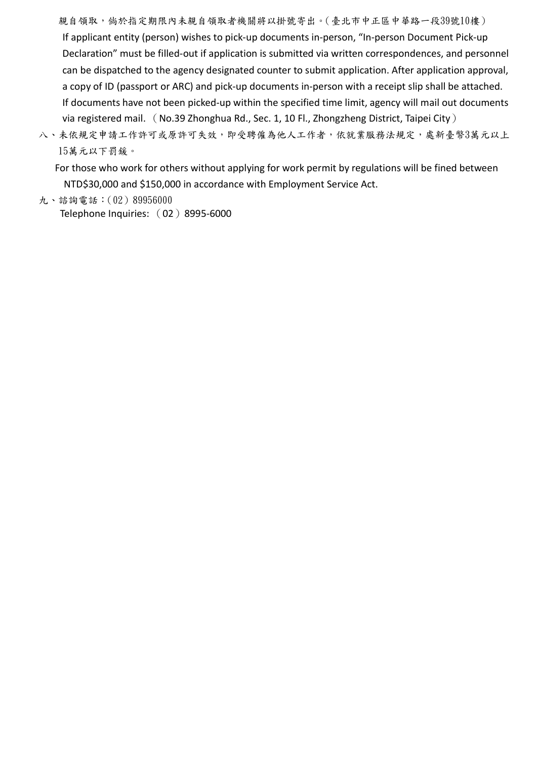親自領取，倘於指定期限內未親自領取者機關將以掛號寄出。(臺北市中正區中華路一段39號10樓)

If applicant entity (person) wishes to pick-up documents in-person, "In-person Document Pick-up Declaration" must be filled-out if application is submitted via written correspondences, and personnel can be dispatched to the agency designated counter to submit application. After application approval, a copy of ID (passport or ARC) and pick-up documents in-person with a receipt slip shall be attached. If documents have not been picked-up within the specified time limit, agency will mail out documents via registered mail. (No.39 Zhonghua Rd., Sec. 1, 10 Fl., Zhongzheng District, Taipei City)

八、未依規定申請工作許可或原許可失效，即受聘僱為他人工作者，依就業服務法規定，處新臺幣3萬元以上15萬元以下罰鍰。

For those who work for others without applying for work permit by regulations will be fined between NTD$30,000 and $150,000 in accordance with Employment Service Act.

九、諮詢電話：(02) 89956000

Telephone Inquiries: (02) 8995-6000